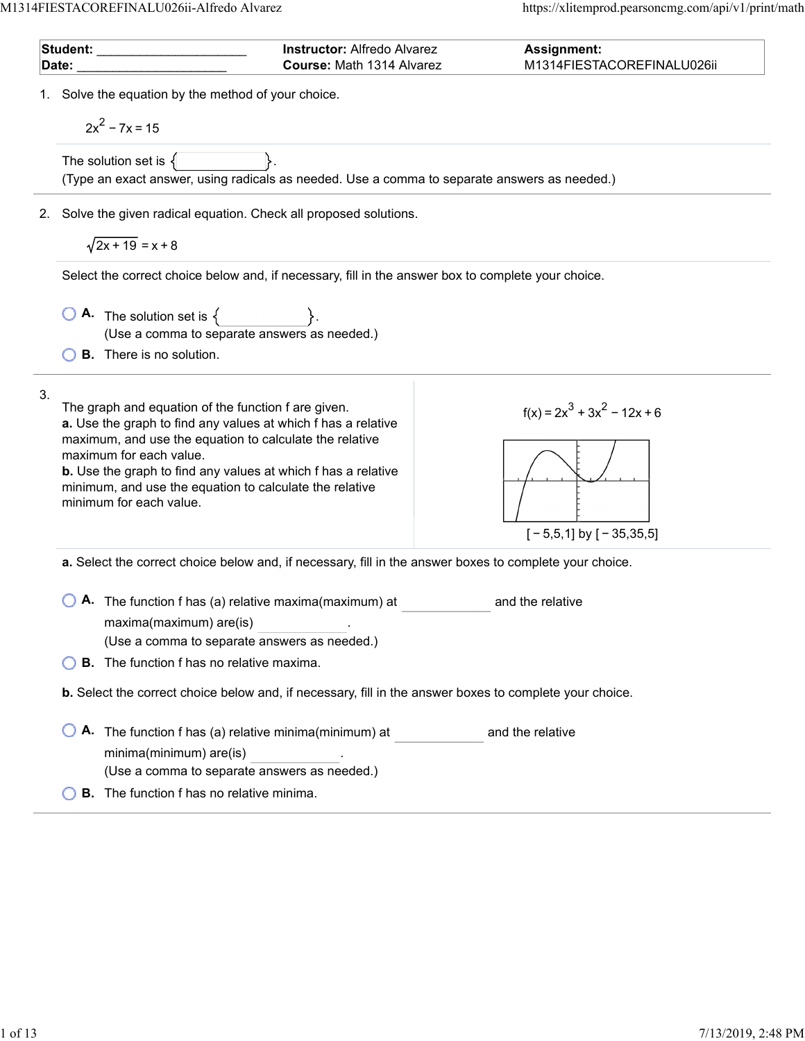| **Student:** ____________________ | **Instructor:** Alfredo Alvarez | **Assignment:** |
| --- | --- | --- |
| **Date:** ____________________ | **Course:** Math 1314 Alvarez | M1314FIESTACOREFINALU026ii |

1. Solve the equation by the method of your choice.

$$2x^2 - 7x = 15$$

The solution set is $\{ \quad \}$.
(Type an exact answer, using radicals as needed. Use a comma to separate answers as needed.)

2. Solve the given radical equation. Check all proposed solutions.

$$\sqrt{2x + 19} = x + 8$$

Select the correct choice below and, if necessary, fill in the answer box to complete your choice.

- **A.** The solution set is $\{ \quad \}$.
  (Use a comma to separate answers as needed.)
- **B.** There is no solution.

3. The graph and equation of the function f are given.
**a.** Use the graph to find any values at which f has a relative maximum, and use the equation to calculate the relative maximum for each value.
**b.** Use the graph to find any values at which f has a relative minimum, and use the equation to calculate the relative minimum for each value.

$$f(x) = 2x^3 + 3x^2 - 12x + 6$$

[ − 5,5,1] by [ − 35,35,5]

**a.** Select the correct choice below and, if necessary, fill in the answer boxes to complete your choice.

- **A.** The function f has (a) relative maxima(maximum) at ________ and the relative maxima(maximum) are(is) ________.
  (Use a comma to separate answers as needed.)
- **B.** The function f has no relative maxima.

**b.** Select the correct choice below and, if necessary, fill in the answer boxes to complete your choice.

- **A.** The function f has (a) relative minima(minimum) at ________ and the relative minima(minimum) are(is) ________.
  (Use a comma to separate answers as needed.)
- **B.** The function f has no relative minima.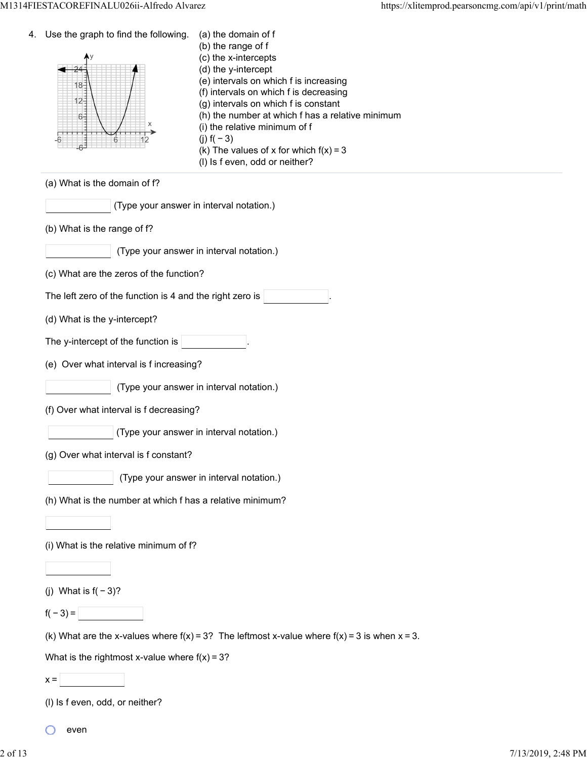4. Use the graph to find the following.

(a) the domain of f
(b) the range of f
(c) the x-intercepts
(d) the y-intercept
(e) intervals on which f is increasing
(f) intervals on which f is decreasing
(g) intervals on which f is constant
(h) the number at which f has a relative minimum
(i) the relative minimum of f
(j) $f(-3)$
(k) The values of x for which $f(x) = 3$
(l) Is f even, odd or neither?

---

(a) What is the domain of f?

\_\_\_\_\_\_\_\_ (Type your answer in interval notation.)

(b) What is the range of f?

\_\_\_\_\_\_\_\_ (Type your answer in interval notation.)

(c) What are the zeros of the function?

The left zero of the function is 4 and the right zero is \_\_\_\_\_\_\_\_.

(d) What is the y-intercept?

The y-intercept of the function is \_\_\_\_\_\_\_\_.

(e) Over what interval is f increasing?

\_\_\_\_\_\_\_\_ (Type your answer in interval notation.)

(f) Over what interval is f decreasing?

\_\_\_\_\_\_\_\_ (Type your answer in interval notation.)

(g) Over what interval is f constant?

\_\_\_\_\_\_\_\_ (Type your answer in interval notation.)

(h) What is the number at which f has a relative minimum?

\_\_\_\_\_\_\_\_

(i) What is the relative minimum of f?

\_\_\_\_\_\_\_\_

(j) What is $f(-3)$?

$f(-3) =$ \_\_\_\_\_\_\_\_

(k) What are the x-values where $f(x) = 3$? The leftmost x-value where $f(x) = 3$ is when $x = 3$.

What is the rightmost x-value where $f(x) = 3$?

$x =$ \_\_\_\_\_\_\_\_

(l) Is f even, odd, or neither?

- even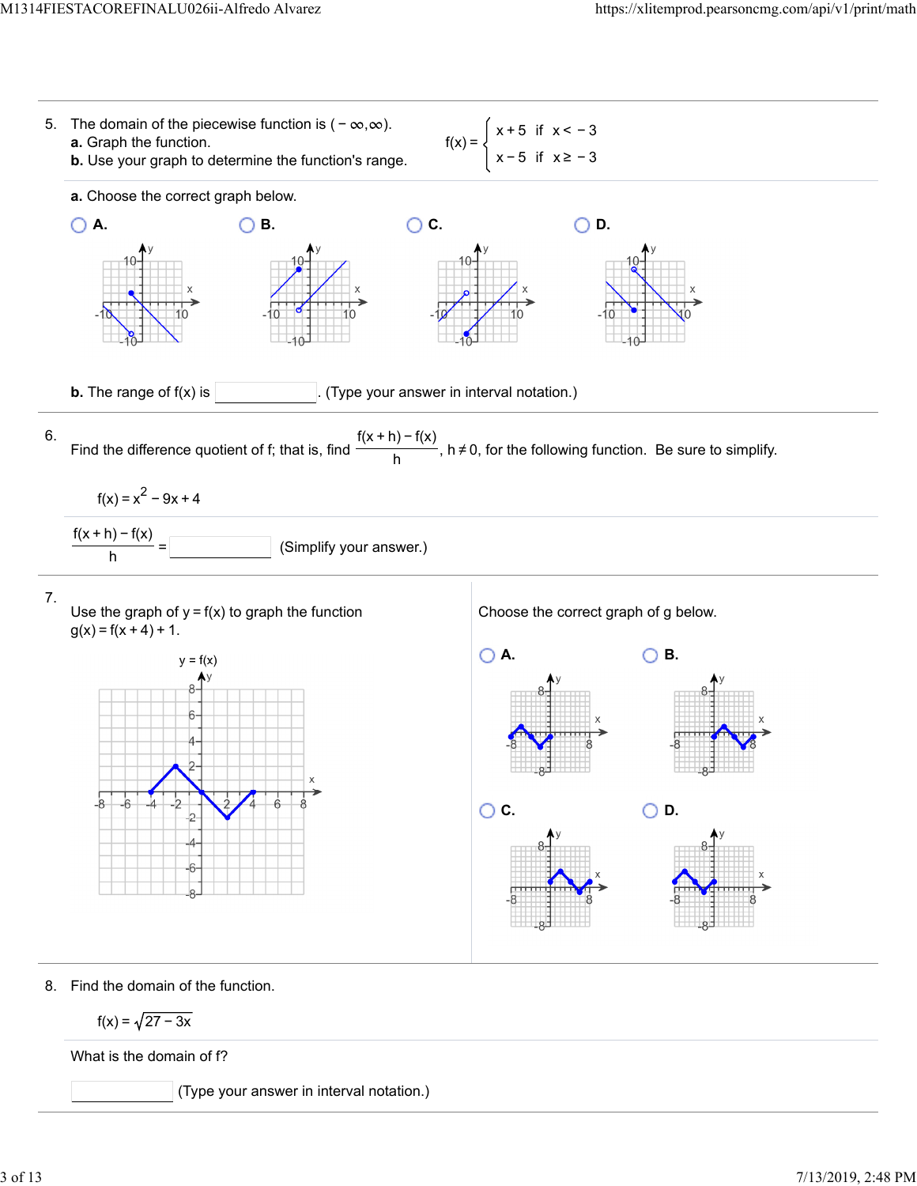5. The domain of the piecewise function is $(-\infty, \infty)$.

**a.** Graph the function.

**b.** Use your graph to determine the function's range.

$$f(x) = \begin{cases} x + 5 & \text{if } x < -3 \\ x - 5 & \text{if } x \geq -3 \end{cases}$$

**a.** Choose the correct graph below.

○ **A.** ○ **B.** ○ **C.** ○ **D.**

**b.** The range of f(x) is ______. (Type your answer in interval notation.)

---

6. Find the difference quotient of f; that is, find $\frac{f(x+h) - f(x)}{h}$, $h \neq 0$, for the following function. Be sure to simplify.

$f(x) = x^2 - 9x + 4$

$\frac{f(x+h) - f(x)}{h} =$ ______ (Simplify your answer.)

---

7. Use the graph of $y = f(x)$ to graph the function $g(x) = f(x+4) + 1$.

y = f(x)

Choose the correct graph of g below.

○ **A.** ○ **B.** ○ **C.** ○ **D.**

---

8. Find the domain of the function.

$f(x) = \sqrt{27 - 3x}$

What is the domain of f?

______ (Type your answer in interval notation.)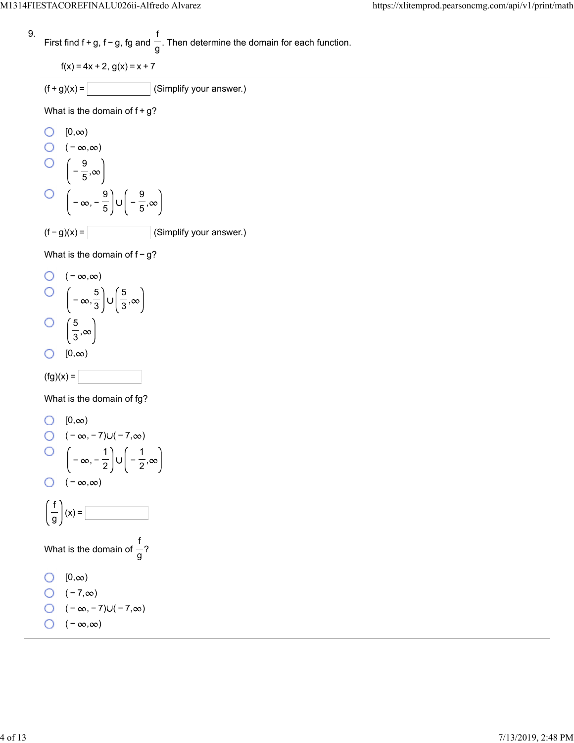9. First find f + g, f − g, fg and $\frac{f}{g}$. Then determine the domain for each function.

$f(x) = 4x + 2$, $g(x) = x + 7$

$(f + g)(x) =$ ______ (Simplify your answer.)

What is the domain of f + g?

- $[0,\infty)$
- $(-\infty,\infty)$
- $\left(-\frac{9}{5},\infty\right)$
- $\left(-\infty,-\frac{9}{5}\right)\cup\left(-\frac{9}{5},\infty\right)$

$(f - g)(x) =$ ______ (Simplify your answer.)

What is the domain of f − g?

- $(-\infty,\infty)$
- $\left(-\infty,\frac{5}{3}\right)\cup\left(\frac{5}{3},\infty\right)$
- $\left(\frac{5}{3},\infty\right)$
- $[0,\infty)$

$(fg)(x) =$ ______

What is the domain of fg?

- $[0,\infty)$
- $(-\infty,-7)\cup(-7,\infty)$
- $\left(-\infty,-\frac{1}{2}\right)\cup\left(-\frac{1}{2},\infty\right)$
- $(-\infty,\infty)$

$\left(\frac{f}{g}\right)(x) =$ ______

What is the domain of $\frac{f}{g}$?

- $[0,\infty)$
- $(-7,\infty)$
- $(-\infty,-7)\cup(-7,\infty)$
- $(-\infty,\infty)$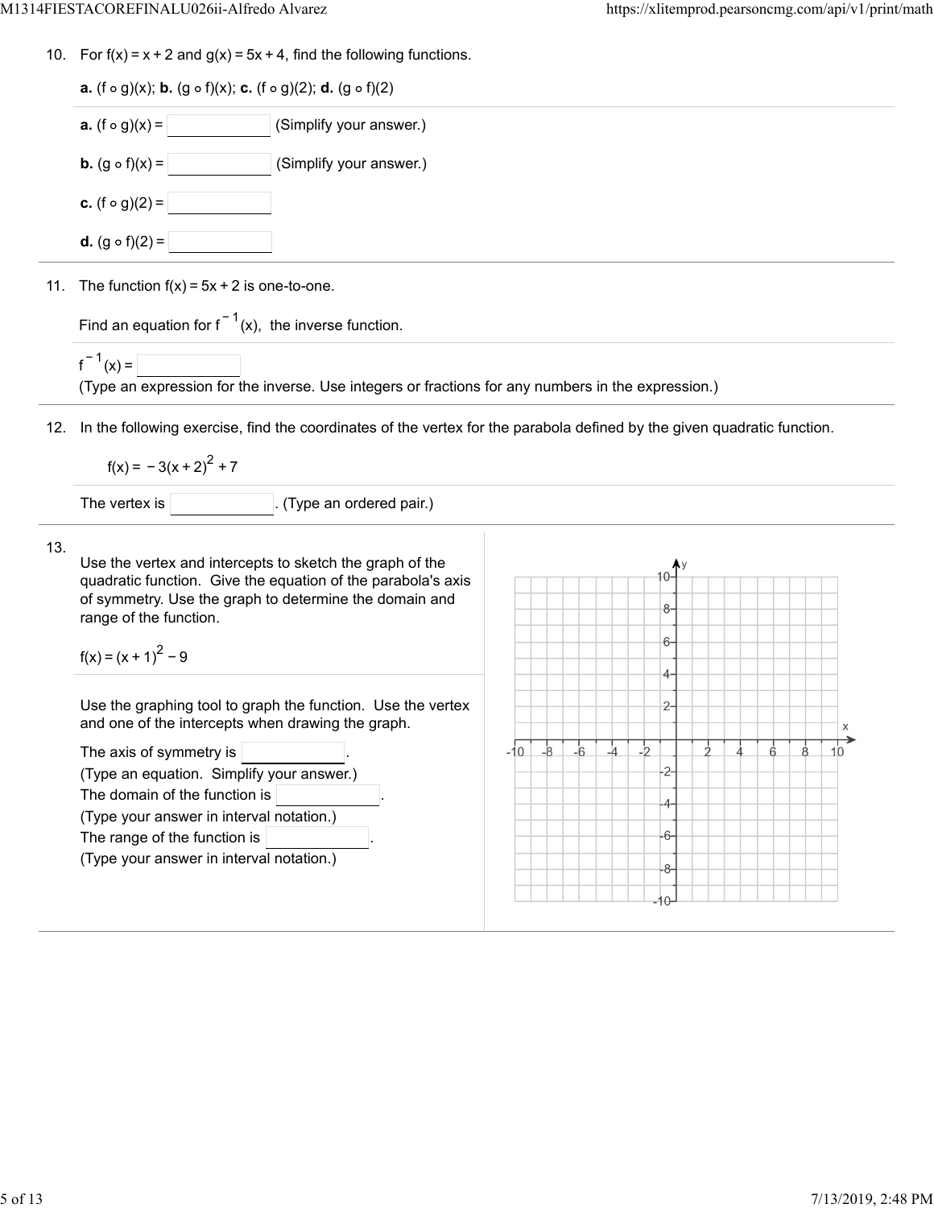10. For $f(x) = x + 2$ and $g(x) = 5x + 4$, find the following functions.

**a.** $(f \circ g)(x)$; **b.** $(g \circ f)(x)$; **c.** $(f \circ g)(2)$; **d.** $(g \circ f)(2)$

**a.** $(f \circ g)(x) =$ ____________ (Simplify your answer.)

**b.** $(g \circ f)(x) =$ ____________ (Simplify your answer.)

**c.** $(f \circ g)(2) =$ ____________

**d.** $(g \circ f)(2) =$ ____________

11. The function $f(x) = 5x + 2$ is one-to-one.

Find an equation for $f^{-1}(x)$, the inverse function.

$f^{-1}(x) =$ ____________
(Type an expression for the inverse. Use integers or fractions for any numbers in the expression.)

12. In the following exercise, find the coordinates of the vertex for the parabola defined by the given quadratic function.

$$f(x) = -3(x+2)^2 + 7$$

The vertex is ____________. (Type an ordered pair.)

13. Use the vertex and intercepts to sketch the graph of the quadratic function. Give the equation of the parabola's axis of symmetry. Use the graph to determine the domain and range of the function.

$$f(x) = (x+1)^2 - 9$$

Use the graphing tool to graph the function. Use the vertex and one of the intercepts when drawing the graph.

The axis of symmetry is ____________.
(Type an equation. Simplify your answer.)
The domain of the function is ____________.
(Type your answer in interval notation.)
The range of the function is ____________.
(Type your answer in interval notation.)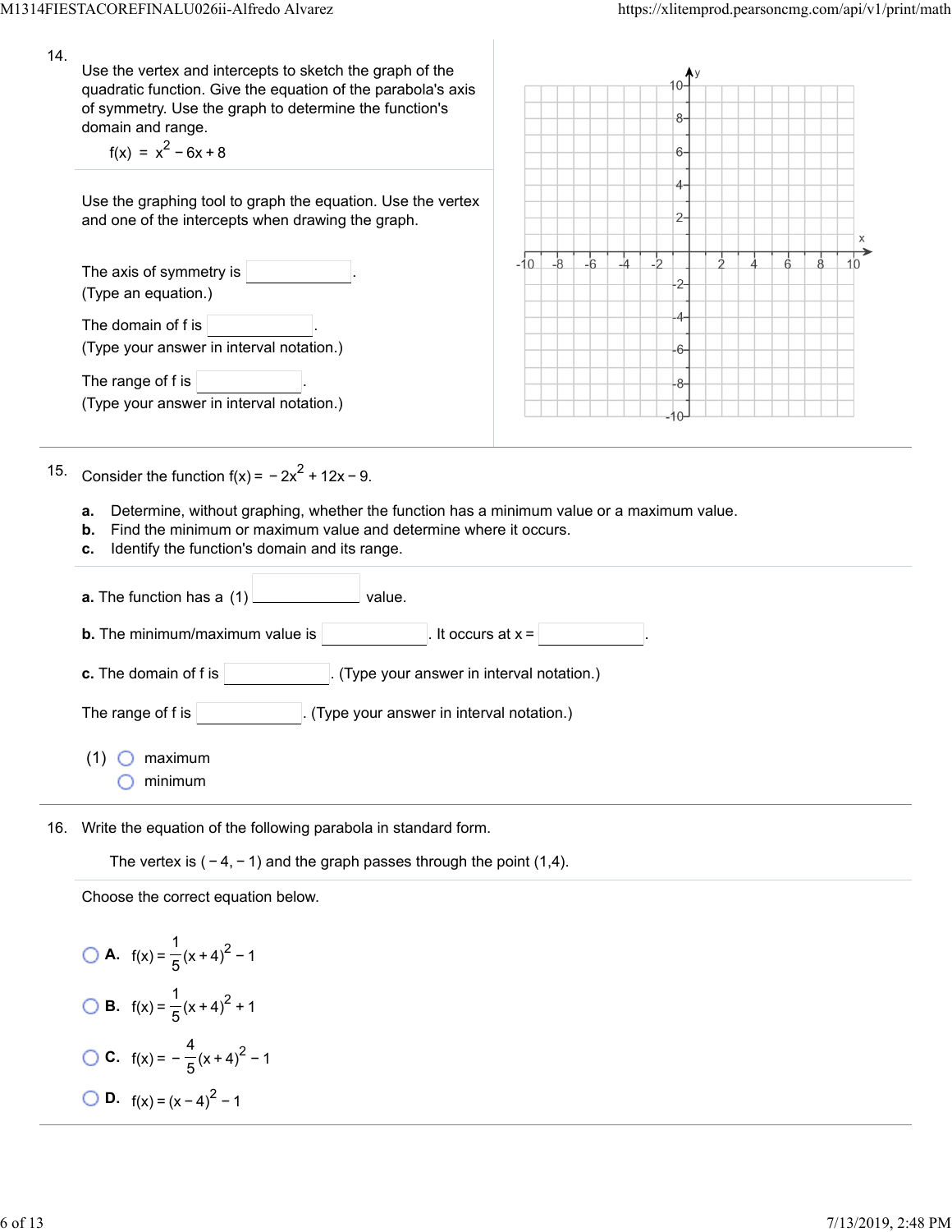14. Use the vertex and intercepts to sketch the graph of the quadratic function. Give the equation of the parabola's axis of symmetry. Use the graph to determine the function's domain and range.

$$f(x) = x^2 - 6x + 8$$

Use the graphing tool to graph the equation. Use the vertex and one of the intercepts when drawing the graph.

The axis of symmetry is ______.
(Type an equation.)

The domain of f is ______.
(Type your answer in interval notation.)

The range of f is ______.
(Type your answer in interval notation.)

15. Consider the function $f(x) = -2x^2 + 12x - 9$.

**a.** Determine, without graphing, whether the function has a minimum value or a maximum value.
**b.** Find the minimum or maximum value and determine where it occurs.
**c.** Identify the function's domain and its range.

**a.** The function has a (1) ______ value.

**b.** The minimum/maximum value is ______. It occurs at x = ______.

**c.** The domain of f is ______. (Type your answer in interval notation.)

The range of f is ______. (Type your answer in interval notation.)

(1) ○ maximum
○ minimum

16. Write the equation of the following parabola in standard form.

The vertex is $(-4, -1)$ and the graph passes through the point $(1,4)$.

Choose the correct equation below.

○ **A.** $f(x) = \frac{1}{5}(x+4)^2 - 1$

○ **B.** $f(x) = \frac{1}{5}(x+4)^2 + 1$

○ **C.** $f(x) = -\frac{4}{5}(x+4)^2 - 1$

○ **D.** $f(x) = (x-4)^2 - 1$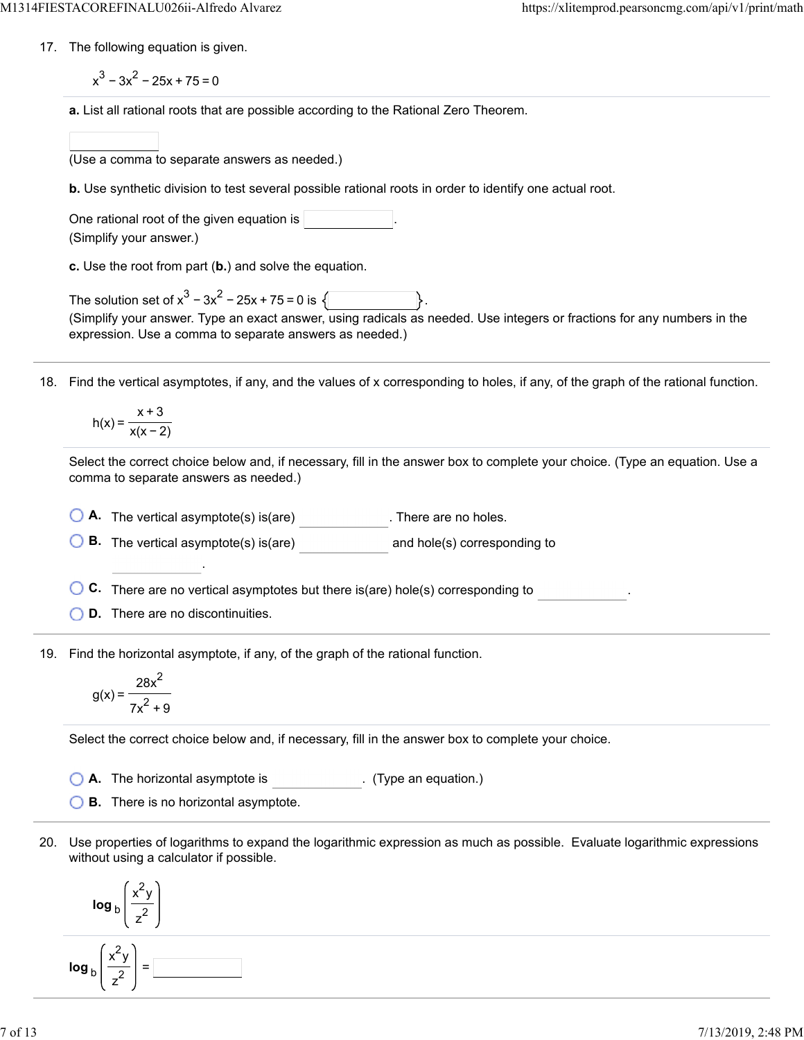17. The following equation is given.

$$x^3 - 3x^2 - 25x + 75 = 0$$

**a.** List all rational roots that are possible according to the Rational Zero Theorem.

(Use a comma to separate answers as needed.)

**b.** Use synthetic division to test several possible rational roots in order to identify one actual root.

One rational root of the given equation is \_\_\_\_\_\_\_\_.
(Simplify your answer.)

**c.** Use the root from part (**b.**) and solve the equation.

The solution set of $x^3 - 3x^2 - 25x + 75 = 0$ is $\{\ \ \ \}$.
(Simplify your answer. Type an exact answer, using radicals as needed. Use integers or fractions for any numbers in the expression. Use a comma to separate answers as needed.)

---

18. Find the vertical asymptotes, if any, and the values of x corresponding to holes, if any, of the graph of the rational function.

$$h(x) = \frac{x+3}{x(x-2)}$$

Select the correct choice below and, if necessary, fill in the answer box to complete your choice. (Type an equation. Use a comma to separate answers as needed.)

- **A.** The vertical asymptote(s) is(are) \_\_\_\_\_\_\_\_. There are no holes.
- **B.** The vertical asymptote(s) is(are) \_\_\_\_\_\_\_\_ and hole(s) corresponding to \_\_\_\_\_\_\_\_.
- **C.** There are no vertical asymptotes but there is(are) hole(s) corresponding to \_\_\_\_\_\_\_\_.
- **D.** There are no discontinuities.

---

19. Find the horizontal asymptote, if any, of the graph of the rational function.

$$g(x) = \frac{28x^2}{7x^2 + 9}$$

Select the correct choice below and, if necessary, fill in the answer box to complete your choice.

- **A.** The horizontal asymptote is \_\_\_\_\_\_\_\_. (Type an equation.)
- **B.** There is no horizontal asymptote.

---

20. Use properties of logarithms to expand the logarithmic expression as much as possible. Evaluate logarithmic expressions without using a calculator if possible.

$$\log_b \left( \frac{x^2 y}{z^2} \right)$$

$$\log_b \left( \frac{x^2 y}{z^2} \right) = \_\_\_\_\_\_\_\_$$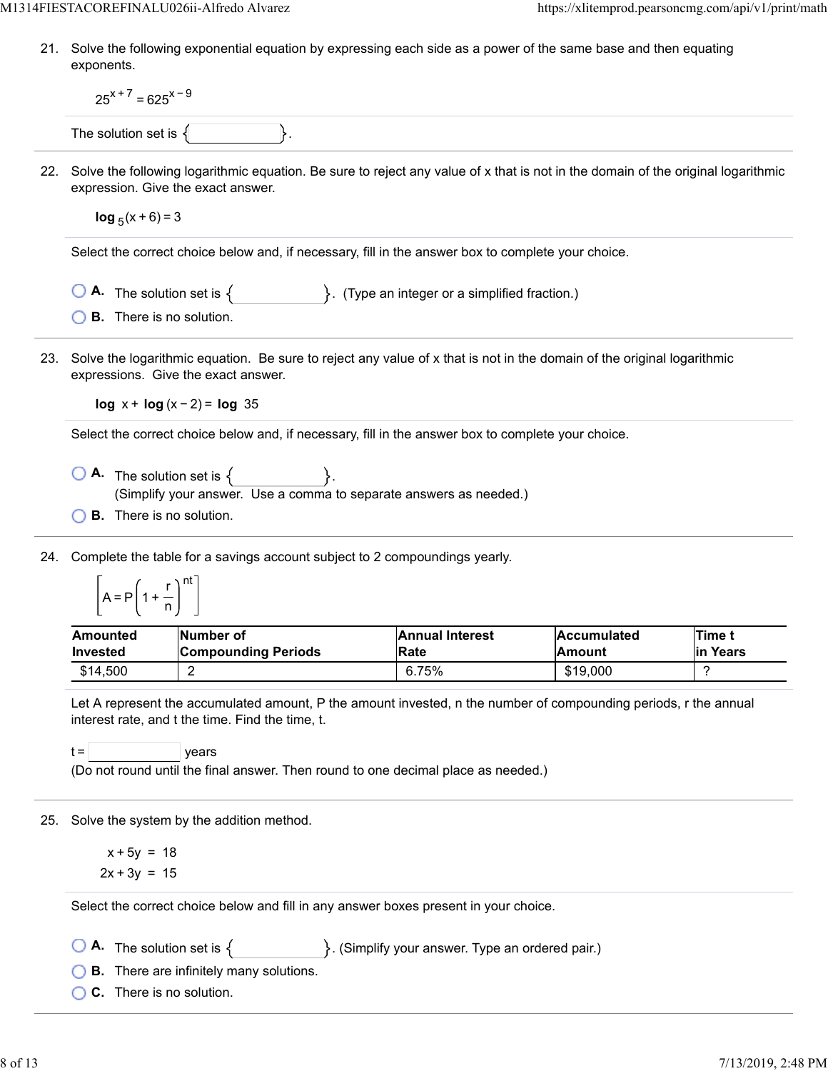21. Solve the following exponential equation by expressing each side as a power of the same base and then equating exponents.

$$25^{x+7} = 625^{x-9}$$

The solution set is { }.

22. Solve the following logarithmic equation. Be sure to reject any value of x that is not in the domain of the original logarithmic expression. Give the exact answer.

$$\log_5(x+6) = 3$$

Select the correct choice below and, if necessary, fill in the answer box to complete your choice.

- **A.** The solution set is { }. (Type an integer or a simplified fraction.)
- **B.** There is no solution.

23. Solve the logarithmic equation. Be sure to reject any value of x that is not in the domain of the original logarithmic expressions. Give the exact answer.

$$\log x + \log(x-2) = \log 35$$

Select the correct choice below and, if necessary, fill in the answer box to complete your choice.

- **A.** The solution set is { }.
  (Simplify your answer. Use a comma to separate answers as needed.)
- **B.** There is no solution.

24. Complete the table for a savings account subject to 2 compoundings yearly.

$$\left[A = P\left(1 + \frac{r}{n}\right)^{nt}\right]$$

| Amounted Invested | Number of Compounding Periods | Annual Interest Rate | Accumulated Amount | Time t in Years |
|---|---|---|---|---|
| $14,500 | 2 | 6.75% | $19,000 | ? |

Let A represent the accumulated amount, P the amount invested, n the number of compounding periods, r the annual interest rate, and t the time. Find the time, t.

t = years
(Do not round until the final answer. Then round to one decimal place as needed.)

25. Solve the system by the addition method.

$$x + 5y = 18$$
$$2x + 3y = 15$$

Select the correct choice below and fill in any answer boxes present in your choice.

- **A.** The solution set is { }. (Simplify your answer. Type an ordered pair.)
- **B.** There are infinitely many solutions.
- **C.** There is no solution.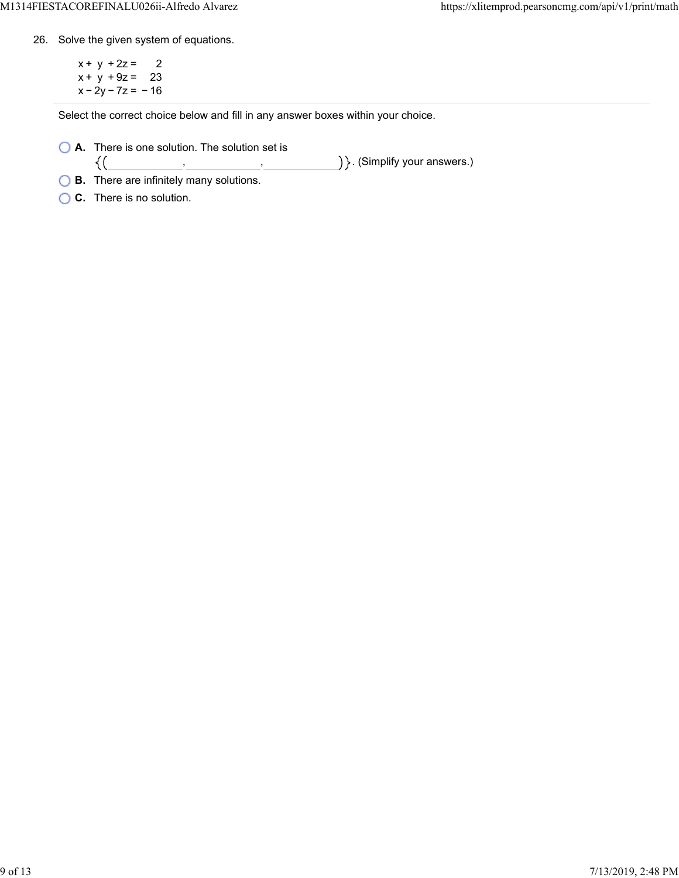26. Solve the given system of equations.

$$\begin{aligned} x + y + 2z &= 2 \\ x + y + 9z &= 23 \\ x - 2y - 7z &= -16 \end{aligned}$$

Select the correct choice below and fill in any answer boxes within your choice.

- **A.** There is one solution. The solution set is $\{(\_\_\_\_, \_\_\_\_, \_\_\_\_)\}$. (Simplify your answers.)
- **B.** There are infinitely many solutions.
- **C.** There is no solution.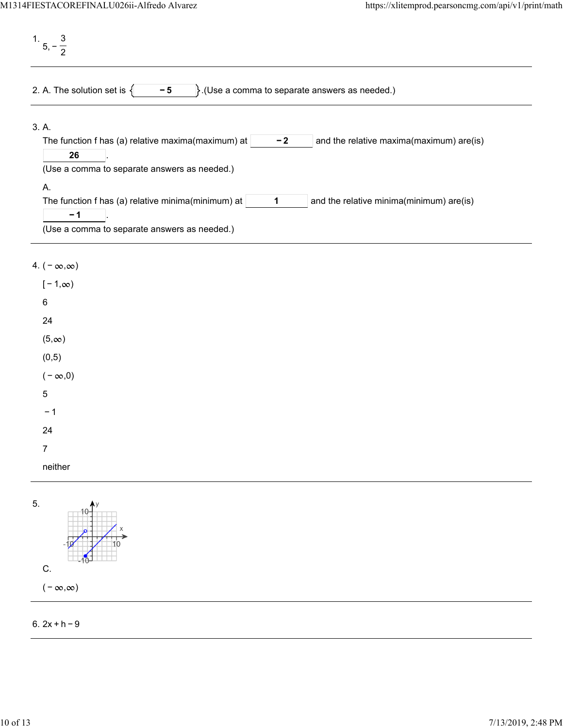1. $5, -\frac{3}{2}$

---

2. A. The solution set is { **−5** }.(Use a comma to separate answers as needed.)

---

3. A.
The function f has (a) relative maxima(maximum) at **−2** and the relative maxima(maximum) are(is) **26**.
(Use a comma to separate answers as needed.)

A.
The function f has (a) relative minima(minimum) at **1** and the relative minima(minimum) are(is) **−1**.
(Use a comma to separate answers as needed.)

---

4. $(-\infty,\infty)$

$[-1,\infty)$

6

24

$(5,\infty)$

$(0,5)$

$(-\infty,0)$

5

−1

24

7

neither

---

5.

C.

$(-\infty,\infty)$

---

6. $2x + h - 9$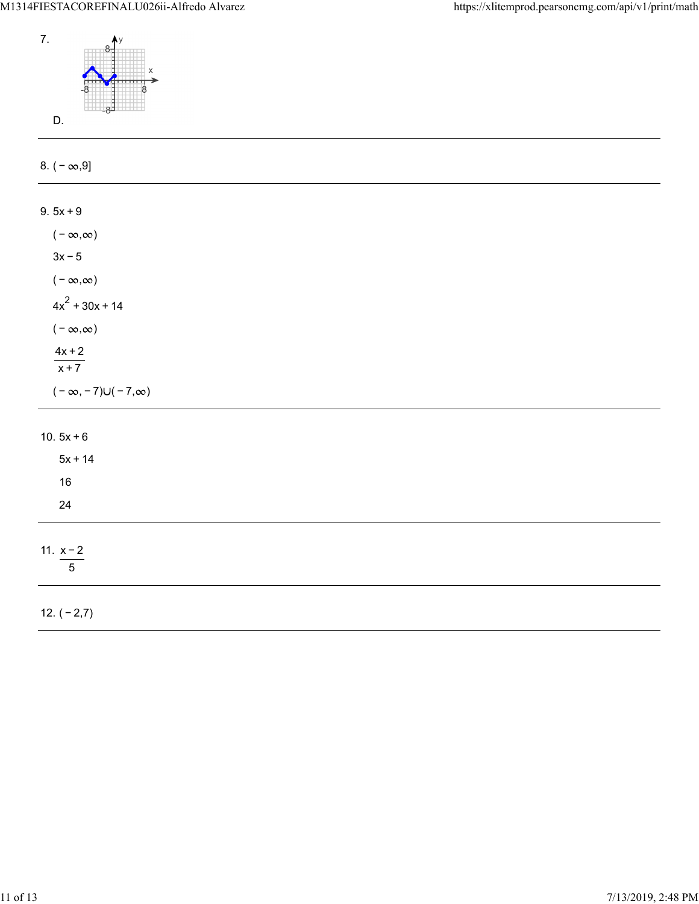7.

D.

---

8. $(-\infty, 9]$

---

9. $5x + 9$

   $(-\infty, \infty)$

   $3x - 5$

   $(-\infty, \infty)$

   $4x^2 + 30x + 14$

   $(-\infty, \infty)$

   $\frac{4x + 2}{x + 7}$

   $(-\infty, -7) \cup (-7, \infty)$

---

10. $5x + 6$

    $5x + 14$

    16

    24

---

11. $\frac{x - 2}{5}$

---

12. $(-2, 7)$

---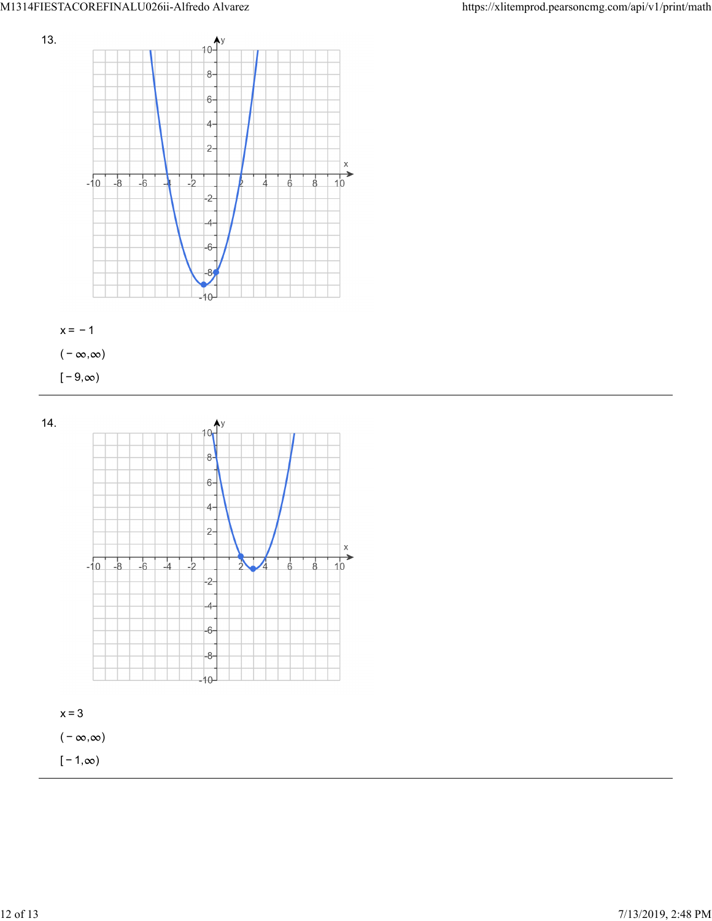13.

$x = -1$

$(-\infty, \infty)$

$[-9, \infty)$

---

14.

$x = 3$

$(-\infty, \infty)$

$[-1, \infty)$

---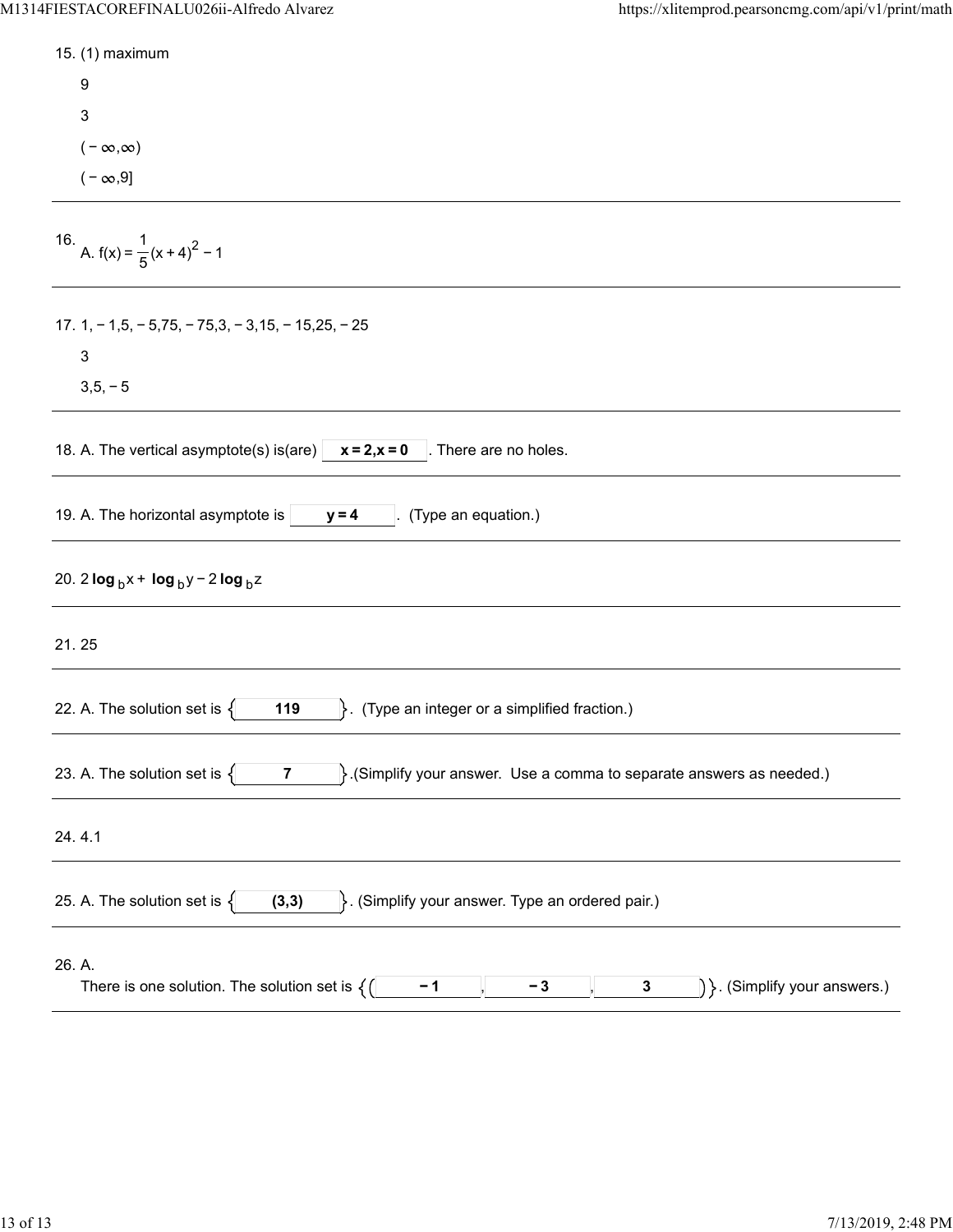15. (1) maximum

    9

    3

    $(-\infty,\infty)$

    $(-\infty,9]$

---

16. A. $f(x) = \frac{1}{5}(x+4)^2 - 1$

---

17. 1, − 1,5, − 5,75, − 75,3, − 3,15, − 15,25, − 25

    3

    3,5, − 5

---

18. A. The vertical asymptote(s) is(are) **x = 2,x = 0** . There are no holes.

---

19. A. The horizontal asymptote is **y = 4** . (Type an equation.)

---

20. $2\log_b x + \log_b y - 2\log_b z$

---

21. 25

---

22. A. The solution set is { **119** }. (Type an integer or a simplified fraction.)

---

23. A. The solution set is { **7** }.(Simplify your answer. Use a comma to separate answers as needed.)

---

24. 4.1

---

25. A. The solution set is { **(3,3)** }. (Simplify your answer. Type an ordered pair.)

---

26. A.
    There is one solution. The solution set is {( **− 1** , **− 3** , **3** )}. (Simplify your answers.)

---